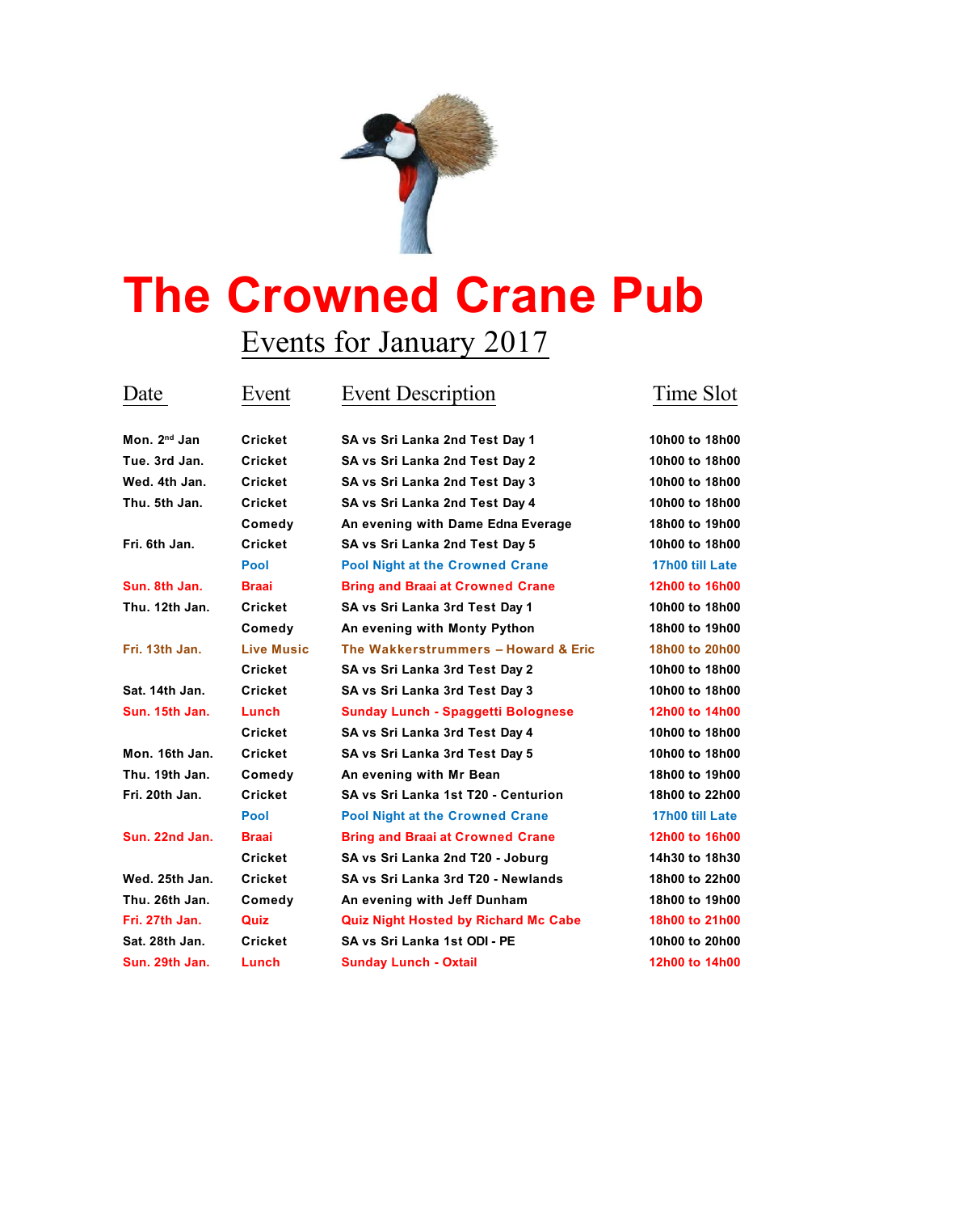# The Crowned Crane Pub

## Events for January 2017

| Date | Event | Event Description | Time Slot |
|---|---|---|---|
| Mon. 2nd Jan | Cricket | SA vs Sri Lanka 2nd Test Day 1 | 10h00 to 18h00 |
| Tue. 3rd Jan. | Cricket | SA vs Sri Lanka 2nd Test Day 2 | 10h00 to 18h00 |
| Wed. 4th Jan. | Cricket | SA vs Sri Lanka 2nd Test Day 3 | 10h00 to 18h00 |
| Thu. 5th Jan. | Cricket | SA vs Sri Lanka 2nd Test Day 4 | 10h00 to 18h00 |
| | Comedy | An evening with Dame Edna Everage | 18h00 to 19h00 |
| Fri. 6th Jan. | Cricket | SA vs Sri Lanka 2nd Test Day 5 | 10h00 to 18h00 |
| | Pool | Pool Night at the Crowned Crane | 17h00 till Late |
| Sun. 8th Jan. | Braai | Bring and Braai at Crowned Crane | 12h00 to 16h00 |
| Thu. 12th Jan. | Cricket | SA vs Sri Lanka 3rd Test Day 1 | 10h00 to 18h00 |
| | Comedy | An evening with Monty Python | 18h00 to 19h00 |
| Fri. 13th Jan. | Live Music | The Wakkerstrummers – Howard & Eric | 18h00 to 20h00 |
| | Cricket | SA vs Sri Lanka 3rd Test Day 2 | 10h00 to 18h00 |
| Sat. 14th Jan. | Cricket | SA vs Sri Lanka 3rd Test Day 3 | 10h00 to 18h00 |
| Sun. 15th Jan. | Lunch | Sunday Lunch - Spaggetti Bolognese | 12h00 to 14h00 |
| | Cricket | SA vs Sri Lanka 3rd Test Day 4 | 10h00 to 18h00 |
| Mon. 16th Jan. | Cricket | SA vs Sri Lanka 3rd Test Day 5 | 10h00 to 18h00 |
| Thu. 19th Jan. | Comedy | An evening with Mr Bean | 18h00 to 19h00 |
| Fri. 20th Jan. | Cricket | SA vs Sri Lanka 1st T20 - Centurion | 18h00 to 22h00 |
| | Pool | Pool Night at the Crowned Crane | 17h00 till Late |
| Sun. 22nd Jan. | Braai | Bring and Braai at Crowned Crane | 12h00 to 16h00 |
| | Cricket | SA vs Sri Lanka 2nd T20 - Joburg | 14h30 to 18h30 |
| Wed. 25th Jan. | Cricket | SA vs Sri Lanka 3rd T20 - Newlands | 18h00 to 22h00 |
| Thu. 26th Jan. | Comedy | An evening with Jeff Dunham | 18h00 to 19h00 |
| Fri. 27th Jan. | Quiz | Quiz Night Hosted by Richard Mc Cabe | 18h00 to 21h00 |
| Sat. 28th Jan. | Cricket | SA vs Sri Lanka 1st ODI - PE | 10h00 to 20h00 |
| Sun. 29th Jan. | Lunch | Sunday Lunch - Oxtail | 12h00 to 14h00 |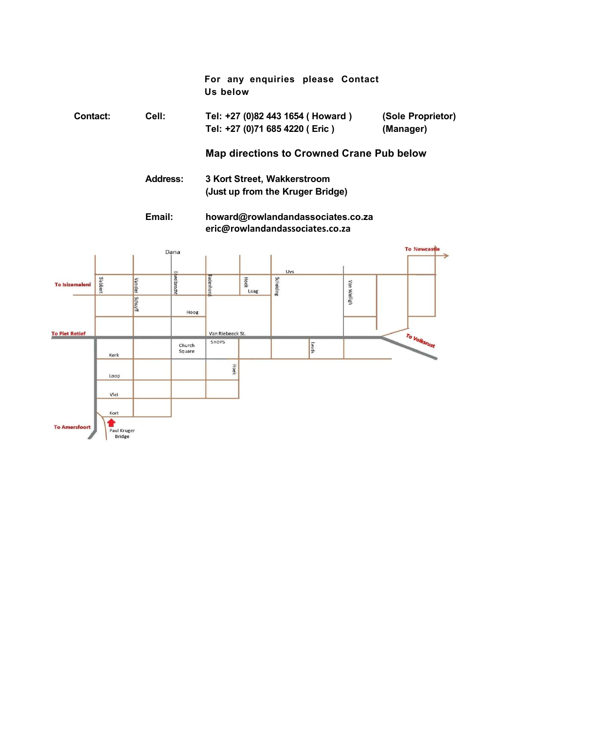**For any enquiries please Contact Us below**

| | | | |
|---|---|---|---|
| **Contact:** | **Cell:** | **Tel: +27 (0)82 443 1654 ( Howard )** | **(Sole Proprietor)** |
| | | **Tel: +27 (0)71 685 4220 ( Eric )** | **(Manager)** |

**Map directions to Crowned Crane Pub below**

**Address:** **3 Kort Street, Wakkerstroom**
**(Just up from the Kruger Bridge)**

**Email:** **howard@rowlandandassociates.co.za**
**eric@rowlandandassociates.co.za**

Dana
To Newcastle
Uys
To Isizamaleni
Slabbert
Van der Schuyff
Emmelbrecht
Badenhorst
Hoek
Laag
Scheiding
Von Wielligh
Hoog
To Piet Retief
Van Riebeeck St.
SHOPS
To Volksrust
Church Square
Leeds
Kerk
Hoek
Loop
Vlei
Kort
To Amersfoort
Paul Kruger Bridge